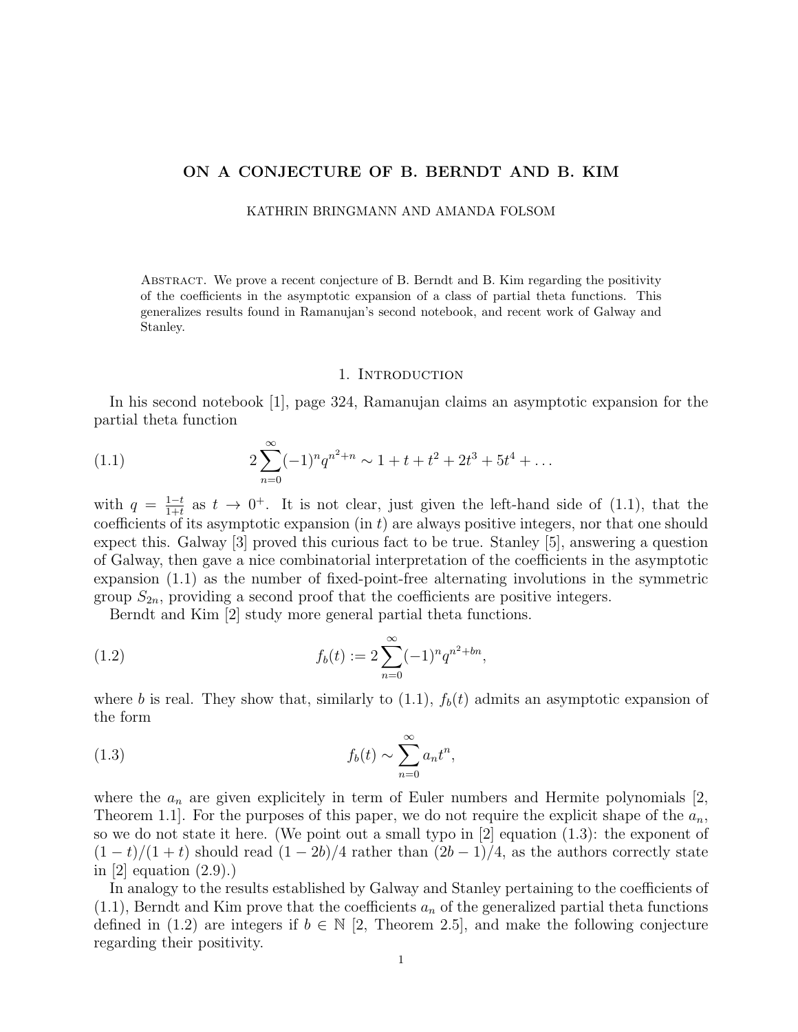# ON A CONJECTURE OF B. BERNDT AND B. KIM

KATHRIN BRINGMANN AND AMANDA FOLSOM

Abstract. We prove a recent conjecture of B. Berndt and B. Kim regarding the positivity of the coefficients in the asymptotic expansion of a class of partial theta functions. This generalizes results found in Ramanujan's second notebook, and recent work of Galway and Stanley.

## 1. Introduction

In his second notebook [1], page 324, Ramanujan claims an asymptotic expansion for the partial theta function

$$2\sum_{n=0}^{\infty}(-1)^n q^{n^2+n} \sim 1+t+t^2+2t^3+5t^4+\ldots \tag{1.1}$$

with $q=\frac{1-t}{1+t}$ as $t\to 0^+$. It is not clear, just given the left-hand side of (1.1), that the coefficients of its asymptotic expansion (in $t$) are always positive integers, nor that one should expect this. Galway [3] proved this curious fact to be true. Stanley [5], answering a question of Galway, then gave a nice combinatorial interpretation of the coefficients in the asymptotic expansion (1.1) as the number of fixed-point-free alternating involutions in the symmetric group $S_{2n}$, providing a second proof that the coefficients are positive integers.

Berndt and Kim [2] study more general partial theta functions.

$$f_b(t) := 2\sum_{n=0}^{\infty}(-1)^n q^{n^2+bn}, \tag{1.2}$$

where $b$ is real. They show that, similarly to (1.1), $f_b(t)$ admits an asymptotic expansion of the form

$$f_b(t) \sim \sum_{n=0}^{\infty} a_n t^n, \tag{1.3}$$

where the $a_n$ are given explicitely in term of Euler numbers and Hermite polynomials [2, Theorem 1.1]. For the purposes of this paper, we do not require the explicit shape of the $a_n$, so we do not state it here. (We point out a small typo in [2] equation (1.3): the exponent of $(1-t)/(1+t)$ should read $(1-2b)/4$ rather than $(2b-1)/4$, as the authors correctly state in [2] equation (2.9).)

In analogy to the results established by Galway and Stanley pertaining to the coefficients of (1.1), Berndt and Kim prove that the coefficients $a_n$ of the generalized partial theta functions defined in (1.2) are integers if $b\in\mathbb{N}$ [2, Theorem 2.5], and make the following conjecture regarding their positivity.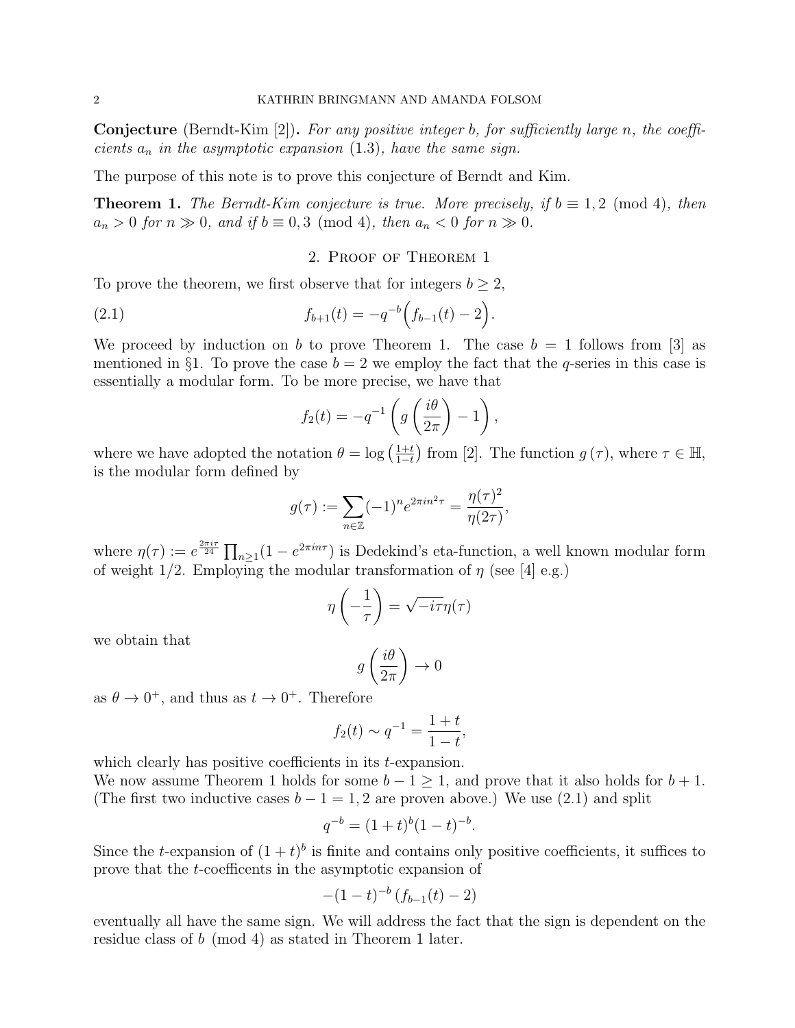**Conjecture** (Berndt-Kim [2])**.** *For any positive integer $b$, for sufficiently large $n$, the coefficients $a_n$ in the asymptotic expansion (1.3), have the same sign.*

The purpose of this note is to prove this conjecture of Berndt and Kim.

**Theorem 1.** *The Berndt-Kim conjecture is true. More precisely, if $b \equiv 1, 2 \pmod 4$, then $a_n > 0$ for $n \gg 0$, and if $b \equiv 0, 3 \pmod 4$, then $a_n < 0$ for $n \gg 0$.*

## 2. Proof of Theorem 1

To prove the theorem, we first observe that for integers $b \geq 2$,

$$f_{b+1}(t) = -q^{-b}\Big(f_{b-1}(t) - 2\Big). \tag{2.1}$$

We proceed by induction on $b$ to prove Theorem 1. The case $b = 1$ follows from [3] as mentioned in §1. To prove the case $b = 2$ we employ the fact that the $q$-series in this case is essentially a modular form. To be more precise, we have that

$$f_2(t) = -q^{-1}\left(g\left(\frac{i\theta}{2\pi}\right) - 1\right),$$

where we have adopted the notation $\theta = \log\left(\frac{1+t}{1-t}\right)$ from [2]. The function $g(\tau)$, where $\tau \in \mathbb{H}$, is the modular form defined by

$$g(\tau) := \sum_{n \in \mathbb{Z}} (-1)^n e^{2\pi i n^2 \tau} = \frac{\eta(\tau)^2}{\eta(2\tau)},$$

where $\eta(\tau) := e^{\frac{2\pi i \tau}{24}} \prod_{n \geq 1}(1 - e^{2\pi i n \tau})$ is Dedekind's eta-function, a well known modular form of weight $1/2$. Employing the modular transformation of $\eta$ (see [4] e.g.)

$$\eta\left(-\frac{1}{\tau}\right) = \sqrt{-i\tau}\,\eta(\tau)$$

we obtain that

$$g\left(\frac{i\theta}{2\pi}\right) \to 0$$

as $\theta \to 0^+$, and thus as $t \to 0^+$. Therefore

$$f_2(t) \sim q^{-1} = \frac{1+t}{1-t},$$

which clearly has positive coefficients in its $t$-expansion.

We now assume Theorem 1 holds for some $b - 1 \geq 1$, and prove that it also holds for $b + 1$. (The first two inductive cases $b - 1 = 1, 2$ are proven above.) We use (2.1) and split

$$q^{-b} = (1+t)^b (1-t)^{-b}.$$

Since the $t$-expansion of $(1+t)^b$ is finite and contains only positive coefficients, it suffices to prove that the $t$-coefficents in the asymptotic expansion of

$$-(1-t)^{-b}\left(f_{b-1}(t) - 2\right)$$

eventually all have the same sign. We will address the fact that the sign is dependent on the residue class of $b \pmod 4$ as stated in Theorem 1 later.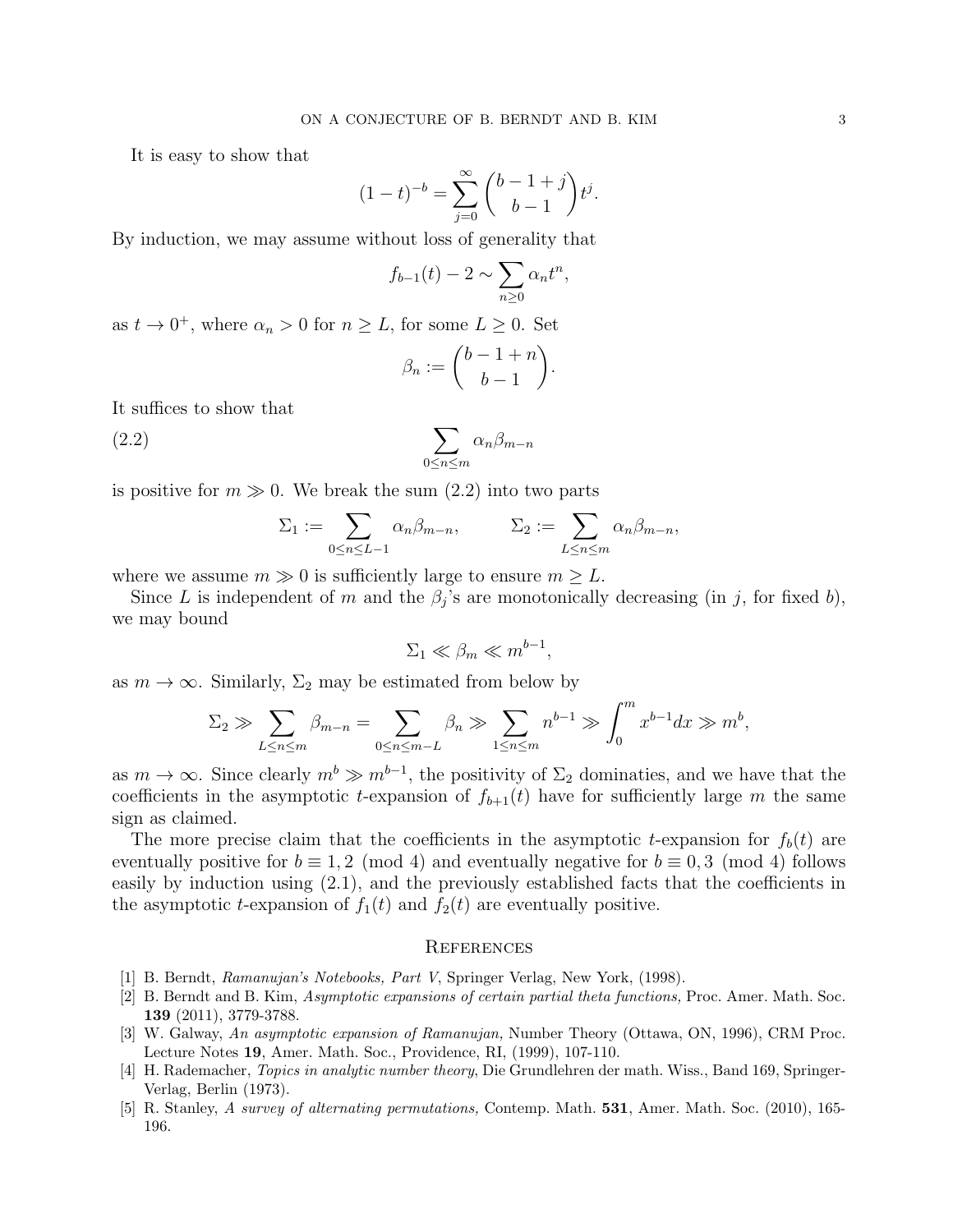It is easy to show that

$$(1-t)^{-b} = \sum_{j=0}^{\infty} \binom{b-1+j}{b-1} t^j.$$

By induction, we may assume without loss of generality that

$$f_{b-1}(t) - 2 \sim \sum_{n \geq 0} \alpha_n t^n,$$

as $t \to 0^+$, where $\alpha_n > 0$ for $n \geq L$, for some $L \geq 0$. Set

$$\beta_n := \binom{b-1+n}{b-1}.$$

It suffices to show that

$$\sum_{0 \leq n \leq m} \alpha_n \beta_{m-n} \tag{2.2}$$

is positive for $m \gg 0$. We break the sum (2.2) into two parts

$$\Sigma_1 := \sum_{0 \leq n \leq L-1} \alpha_n \beta_{m-n}, \qquad \Sigma_2 := \sum_{L \leq n \leq m} \alpha_n \beta_{m-n},$$

where we assume $m \gg 0$ is sufficiently large to ensure $m \geq L$.

Since $L$ is independent of $m$ and the $\beta_j$'s are monotonically decreasing (in $j$, for fixed $b$), we may bound

$$\Sigma_1 \ll \beta_m \ll m^{b-1},$$

as $m \to \infty$. Similarly, $\Sigma_2$ may be estimated from below by

$$\Sigma_2 \gg \sum_{L \leq n \leq m} \beta_{m-n} = \sum_{0 \leq n \leq m-L} \beta_n \gg \sum_{1 \leq n \leq m} n^{b-1} \gg \int_0^m x^{b-1} dx \gg m^b,$$

as $m \to \infty$. Since clearly $m^b \gg m^{b-1}$, the positivity of $\Sigma_2$ dominaties, and we have that the coefficients in the asymptotic $t$-expansion of $f_{b+1}(t)$ have for sufficiently large $m$ the same sign as claimed.

The more precise claim that the coefficients in the asymptotic $t$-expansion for $f_b(t)$ are eventually positive for $b \equiv 1, 2 \pmod 4$ and eventually negative for $b \equiv 0, 3 \pmod 4$ follows easily by induction using (2.1), and the previously established facts that the coefficients in the asymptotic $t$-expansion of $f_1(t)$ and $f_2(t)$ are eventually positive.

## References

[1] B. Berndt, *Ramanujan's Notebooks, Part V*, Springer Verlag, New York, (1998).

[2] B. Berndt and B. Kim, *Asymptotic expansions of certain partial theta functions,* Proc. Amer. Math. Soc. **139** (2011), 3779-3788.

[3] W. Galway, *An asymptotic expansion of Ramanujan,* Number Theory (Ottawa, ON, 1996), CRM Proc. Lecture Notes **19**, Amer. Math. Soc., Providence, RI, (1999), 107-110.

[4] H. Rademacher, *Topics in analytic number theory*, Die Grundlehren der math. Wiss., Band 169, Springer-Verlag, Berlin (1973).

[5] R. Stanley, *A survey of alternating permutations,* Contemp. Math. **531**, Amer. Math. Soc. (2010), 165-196.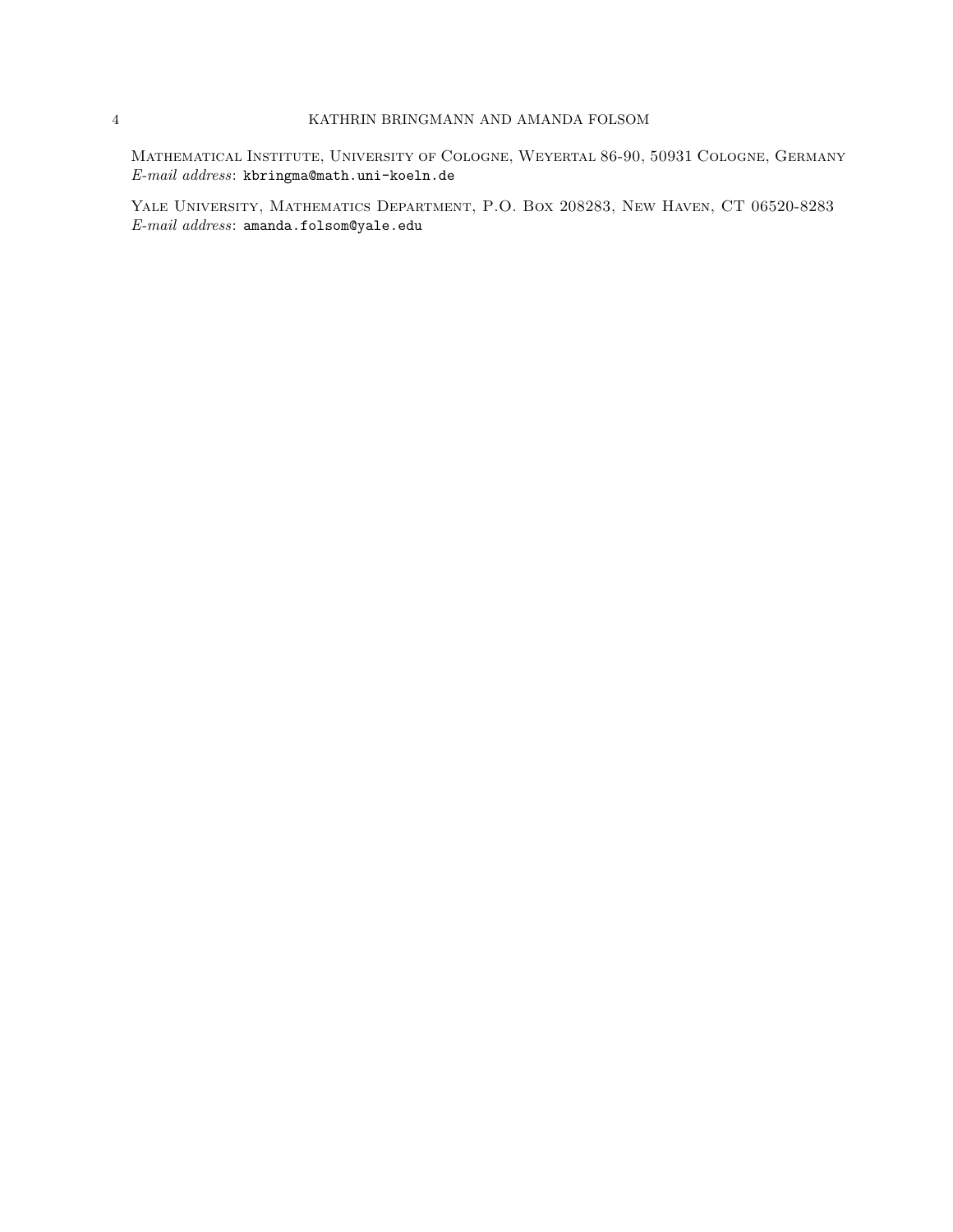Mathematical Institute, University of Cologne, Weyertal 86-90, 50931 Cologne, Germany
*E-mail address*: `kbringma@math.uni-koeln.de`

Yale University, Mathematics Department, P.O. Box 208283, New Haven, CT 06520-8283
*E-mail address*: `amanda.folsom@yale.edu`